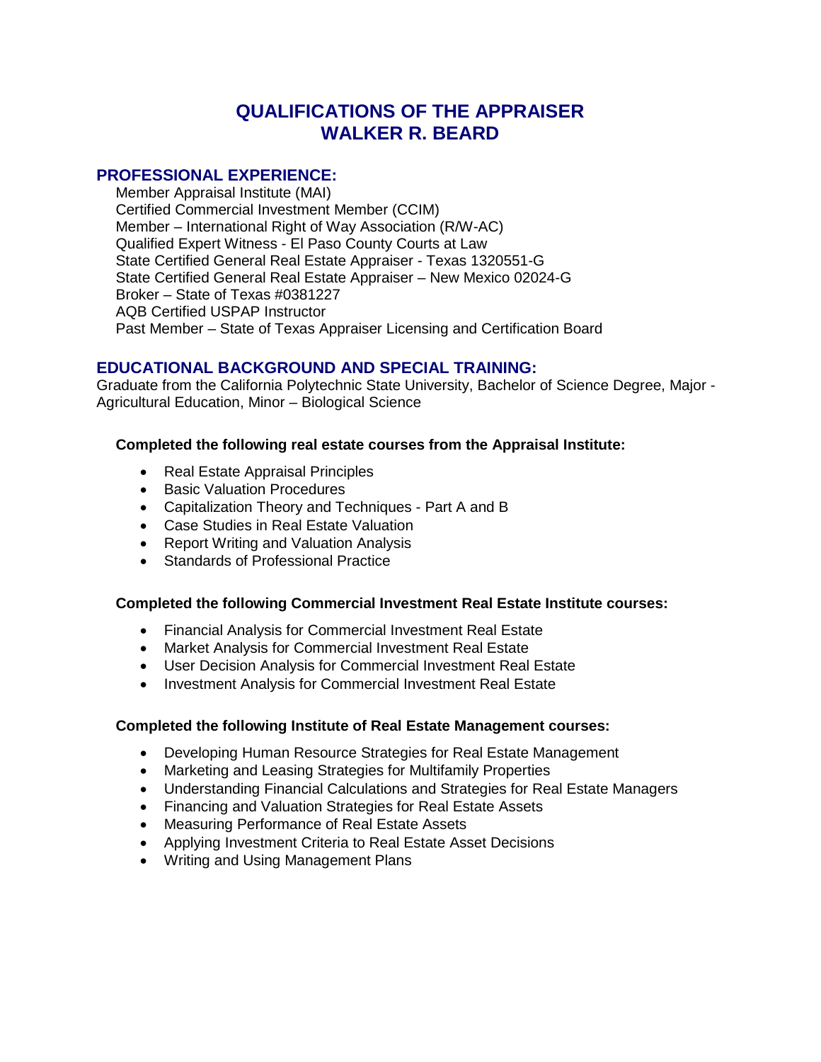# QUALIFICATIONS OF THE APPRAISER
# WALKER R. BEARD

## PROFESSIONAL EXPERIENCE:

Member Appraisal Institute (MAI)
Certified Commercial Investment Member (CCIM)
Member – International Right of Way Association (R/W-AC)
Qualified Expert Witness - El Paso County Courts at Law
State Certified General Real Estate Appraiser - Texas 1320551-G
State Certified General Real Estate Appraiser – New Mexico 02024-G
Broker – State of Texas #0381227
AQB Certified USPAP Instructor
Past Member – State of Texas Appraiser Licensing and Certification Board

## EDUCATIONAL BACKGROUND AND SPECIAL TRAINING:

Graduate from the California Polytechnic State University, Bachelor of Science Degree, Major - Agricultural Education, Minor – Biological Science

**Completed the following real estate courses from the Appraisal Institute:**

- Real Estate Appraisal Principles
- Basic Valuation Procedures
- Capitalization Theory and Techniques - Part A and B
- Case Studies in Real Estate Valuation
- Report Writing and Valuation Analysis
- Standards of Professional Practice

**Completed the following Commercial Investment Real Estate Institute courses:**

- Financial Analysis for Commercial Investment Real Estate
- Market Analysis for Commercial Investment Real Estate
- User Decision Analysis for Commercial Investment Real Estate
- Investment Analysis for Commercial Investment Real Estate

**Completed the following Institute of Real Estate Management courses:**

- Developing Human Resource Strategies for Real Estate Management
- Marketing and Leasing Strategies for Multifamily Properties
- Understanding Financial Calculations and Strategies for Real Estate Managers
- Financing and Valuation Strategies for Real Estate Assets
- Measuring Performance of Real Estate Assets
- Applying Investment Criteria to Real Estate Asset Decisions
- Writing and Using Management Plans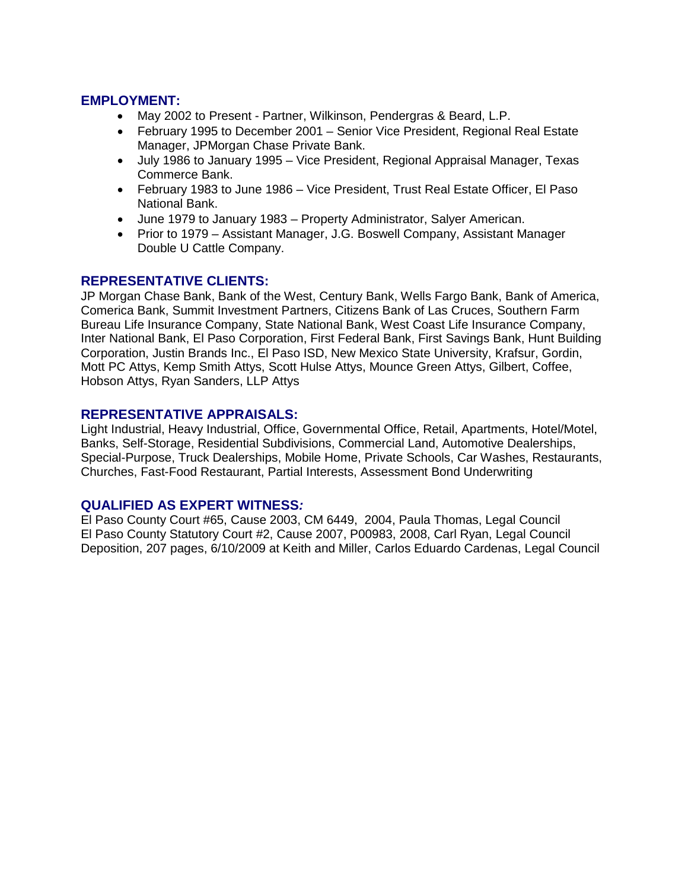## EMPLOYMENT:

- May 2002 to Present - Partner, Wilkinson, Pendergras & Beard, L.P.
- February 1995 to December 2001 – Senior Vice President, Regional Real Estate Manager, JPMorgan Chase Private Bank.
- July 1986 to January 1995 – Vice President, Regional Appraisal Manager, Texas Commerce Bank.
- February 1983 to June 1986 – Vice President, Trust Real Estate Officer, El Paso National Bank.
- June 1979 to January 1983 – Property Administrator, Salyer American.
- Prior to 1979 – Assistant Manager, J.G. Boswell Company, Assistant Manager Double U Cattle Company.

## REPRESENTATIVE CLIENTS:

JP Morgan Chase Bank, Bank of the West, Century Bank, Wells Fargo Bank, Bank of America, Comerica Bank, Summit Investment Partners, Citizens Bank of Las Cruces, Southern Farm Bureau Life Insurance Company, State National Bank, West Coast Life Insurance Company, Inter National Bank, El Paso Corporation, First Federal Bank, First Savings Bank, Hunt Building Corporation, Justin Brands Inc., El Paso ISD, New Mexico State University, Krafsur, Gordin, Mott PC Attys, Kemp Smith Attys, Scott Hulse Attys, Mounce Green Attys, Gilbert, Coffee, Hobson Attys, Ryan Sanders, LLP Attys

## REPRESENTATIVE APPRAISALS:

Light Industrial, Heavy Industrial, Office, Governmental Office, Retail, Apartments, Hotel/Motel, Banks, Self-Storage, Residential Subdivisions, Commercial Land, Automotive Dealerships, Special-Purpose, Truck Dealerships, Mobile Home, Private Schools, Car Washes, Restaurants, Churches, Fast-Food Restaurant, Partial Interests, Assessment Bond Underwriting

## QUALIFIED AS EXPERT WITNESS*:*

El Paso County Court #65, Cause 2003, CM 6449, 2004, Paula Thomas, Legal Council
El Paso County Statutory Court #2, Cause 2007, P00983, 2008, Carl Ryan, Legal Council
Deposition, 207 pages, 6/10/2009 at Keith and Miller, Carlos Eduardo Cardenas, Legal Council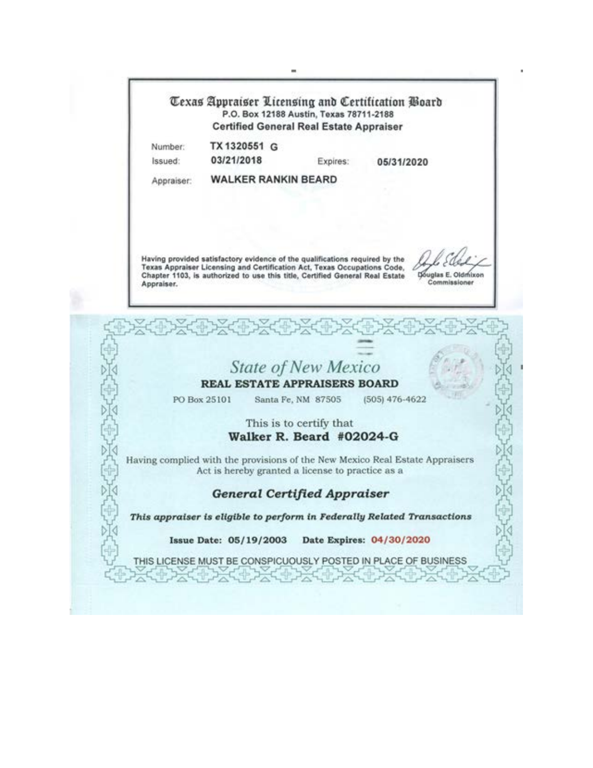# Texas Appraiser Licensing and Certification Board

P.O. Box 12188 Austin, Texas 78711-2188

**Certified General Real Estate Appraiser**

Number: **TX 1320551 G**

Issued: **03/21/2018** Expires: **05/31/2020**

Appraiser: **WALKER RANKIN BEARD**

Having provided satisfactory evidence of the qualifications required by the Texas Appraiser Licensing and Certification Act, Texas Occupations Code, Chapter 1103, is authorized to use this title, Certified General Real Estate Appraiser.

Douglas E. Oldmixon
Commissioner

---

# *State of New Mexico*

## REAL ESTATE APPRAISERS BOARD

PO Box 25101 Santa Fe, NM 87505 (505) 476-4622

This is to certify that

**Walker R. Beard #02024-G**

Having complied with the provisions of the New Mexico Real Estate Appraisers Act is hereby granted a license to practice as a

***General Certified Appraiser***

***This appraiser is eligible to perform in Federally Related Transactions***

**Issue Date: 05/19/2003** **Date Expires: 04/30/2020**

THIS LICENSE MUST BE CONSPICUOUSLY POSTED IN PLACE OF BUSINESS